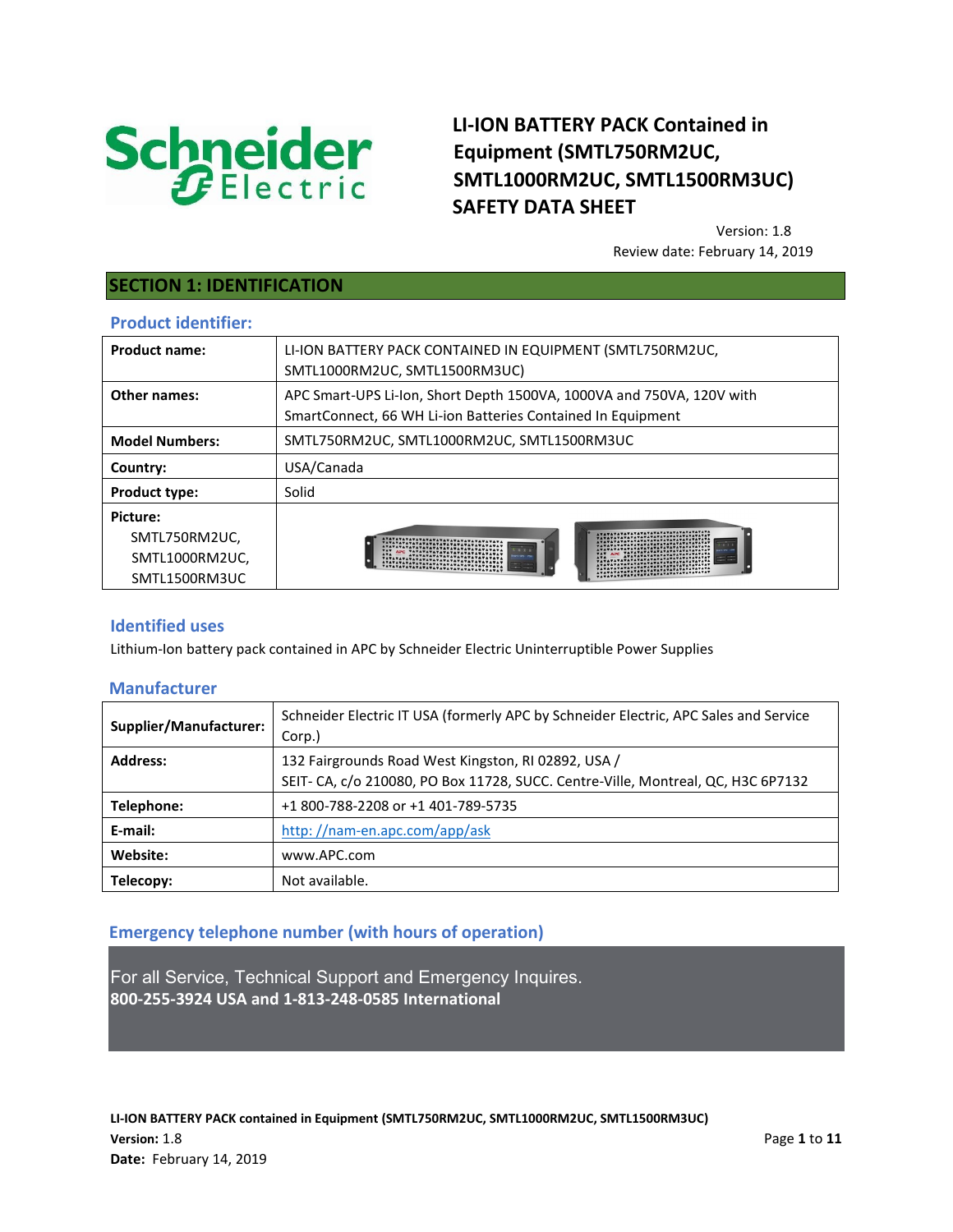# LI-ION BATTERY PACK Contained in Equipment (SMTL750RM2UC, SMTL1000RM2UC, SMTL1500RM3UC) SAFETY DATA SHEET

Version: 1.8
Review date: February 14, 2019

## SECTION 1: IDENTIFICATION

### Product identifier:

| | |
|---|---|
| **Product name:** | LI-ION BATTERY PACK CONTAINED IN EQUIPMENT (SMTL750RM2UC, SMTL1000RM2UC, SMTL1500RM3UC) |
| **Other names:** | APC Smart-UPS Li-Ion, Short Depth 1500VA, 1000VA and 750VA, 120V with SmartConnect, 66 WH Li-ion Batteries Contained In Equipment |
| **Model Numbers:** | SMTL750RM2UC, SMTL1000RM2UC, SMTL1500RM3UC |
| **Country:** | USA/Canada |
| **Product type:** | Solid |
| **Picture:** SMTL750RM2UC, SMTL1000RM2UC, SMTL1500RM3UC | |

### Identified uses

Lithium-Ion battery pack contained in APC by Schneider Electric Uninterruptible Power Supplies

### Manufacturer

| | |
|---|---|
| **Supplier/Manufacturer:** | Schneider Electric IT USA (formerly APC by Schneider Electric, APC Sales and Service Corp.) |
| **Address:** | 132 Fairgrounds Road West Kingston, RI 02892, USA / SEIT- CA, c/o 210080, PO Box 11728, SUCC. Centre-Ville, Montreal, QC, H3C 6P7132 |
| **Telephone:** | +1 800-788-2208 or +1 401-789-5735 |
| **E-mail:** | http: //nam-en.apc.com/app/ask |
| **Website:** | www.APC.com |
| **Telecopy:** | Not available. |

### Emergency telephone number (with hours of operation)

For all Service, Technical Support and Emergency Inquires.
**800-255-3924 USA and 1-813-248-0585 International**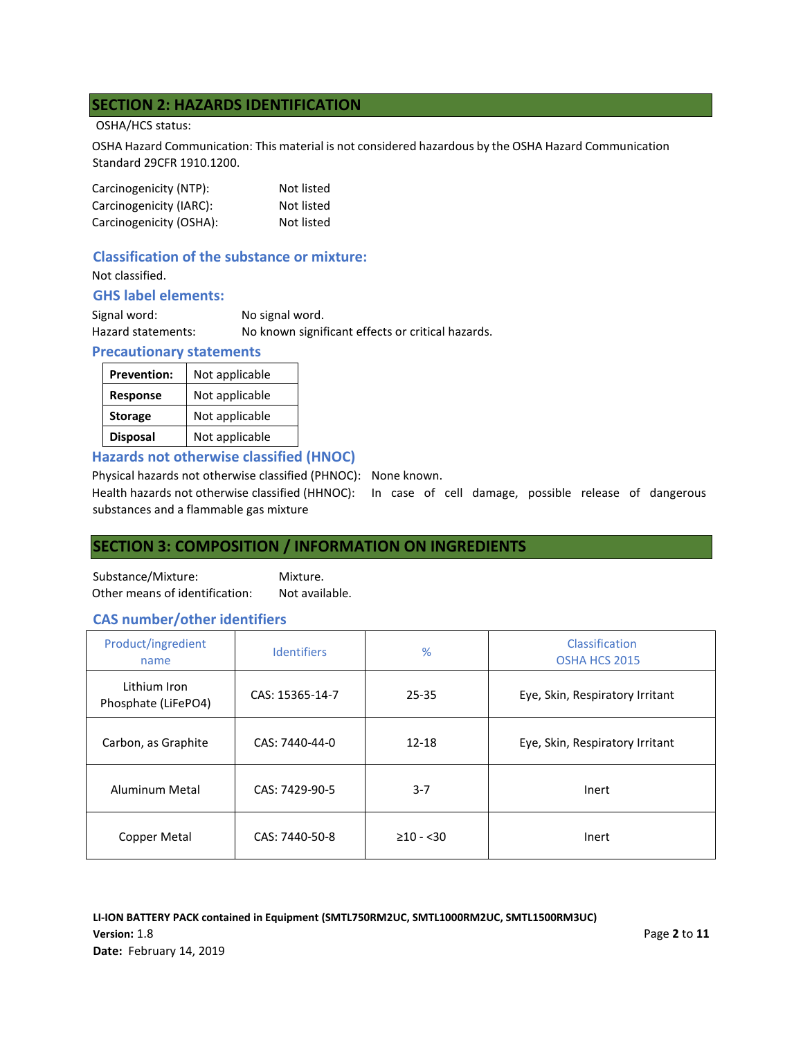## SECTION 2: HAZARDS IDENTIFICATION

OSHA/HCS status:

OSHA Hazard Communication: This material is not considered hazardous by the OSHA Hazard Communication Standard 29CFR 1910.1200.

Carcinogenicity (NTP): Not listed
Carcinogenicity (IARC): Not listed
Carcinogenicity (OSHA): Not listed

### Classification of the substance or mixture:

Not classified.

### GHS label elements:

Signal word: No signal word.
Hazard statements: No known significant effects or critical hazards.

### Precautionary statements

| | |
|---|---|
| **Prevention:** | Not applicable |
| **Response** | Not applicable |
| **Storage** | Not applicable |
| **Disposal** | Not applicable |

### Hazards not otherwise classified (HNOC)

Physical hazards not otherwise classified (PHNOC): None known.
Health hazards not otherwise classified (HHNOC): In case of cell damage, possible release of dangerous substances and a flammable gas mixture

## SECTION 3: COMPOSITION / INFORMATION ON INGREDIENTS

Substance/Mixture: Mixture.
Other means of identification: Not available.

### CAS number/other identifiers

| Product/ingredient name | Identifiers | % | Classification OSHA HCS 2015 |
|---|---|---|---|
| Lithium Iron Phosphate ($LiFePO_4$) | CAS: 15365-14-7 | 25-35 | Eye, Skin, Respiratory Irritant |
| Carbon, as Graphite | CAS: 7440-44-0 | 12-18 | Eye, Skin, Respiratory Irritant |
| Aluminum Metal | CAS: 7429-90-5 | 3-7 | Inert |
| Copper Metal | CAS: 7440-50-8 | ≥10 - <30 | Inert |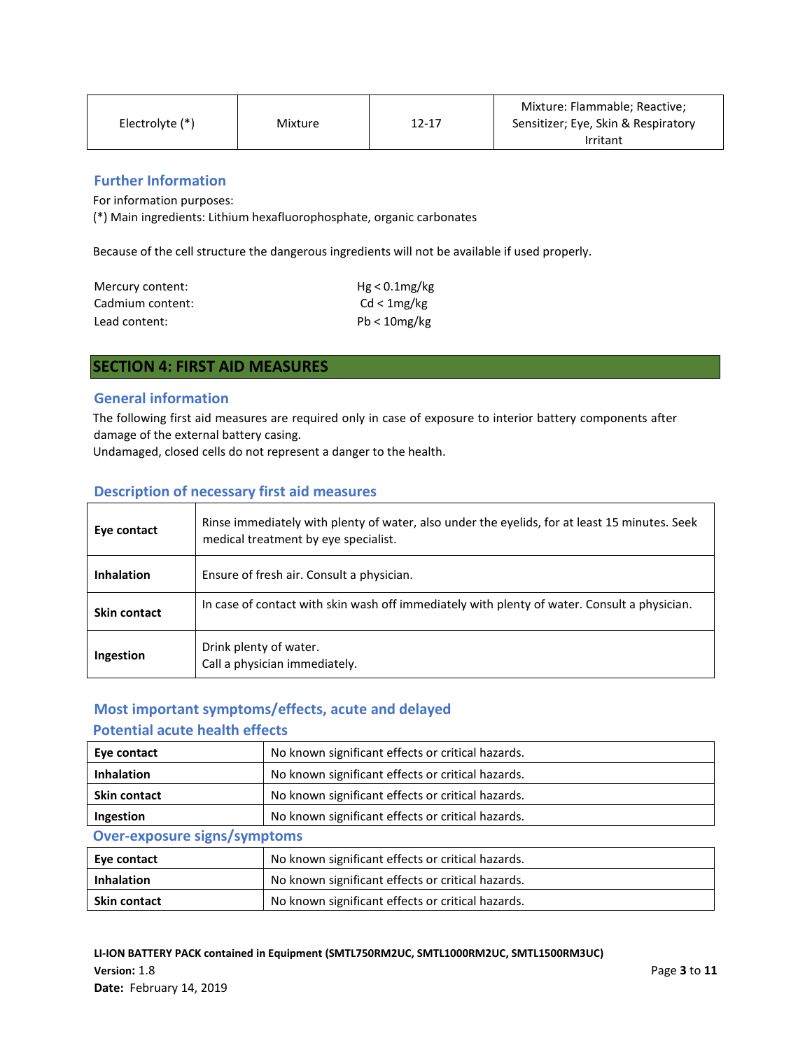| Electrolyte (*) | Mixture | 12-17 | Mixture: Flammable; Reactive; Sensitizer; Eye, Skin & Respiratory Irritant |
|---|---|---|---|

### Further Information

For information purposes:
(*) Main ingredients: Lithium hexafluorophosphate, organic carbonates

Because of the cell structure the dangerous ingredients will not be available if used properly.

| | |
|---|---|
| Mercury content: | Hg < 0.1mg/kg |
| Cadmium content: | Cd < 1mg/kg |
| Lead content: | Pb < 10mg/kg |

## SECTION 4: FIRST AID MEASURES

### General information

The following first aid measures are required only in case of exposure to interior battery components after damage of the external battery casing.
Undamaged, closed cells do not represent a danger to the health.

### Description of necessary first aid measures

| | |
|---|---|
| **Eye contact** | Rinse immediately with plenty of water, also under the eyelids, for at least 15 minutes. Seek medical treatment by eye specialist. |
| **Inhalation** | Ensure of fresh air. Consult a physician. |
| **Skin contact** | In case of contact with skin wash off immediately with plenty of water. Consult a physician. |
| **Ingestion** | Drink plenty of water.<br>Call a physician immediately. |

### Most important symptoms/effects, acute and delayed

### Potential acute health effects

| | |
|---|---|
| **Eye contact** | No known significant effects or critical hazards. |
| **Inhalation** | No known significant effects or critical hazards. |
| **Skin contact** | No known significant effects or critical hazards. |
| **Ingestion** | No known significant effects or critical hazards. |

### Over-exposure signs/symptoms

| | |
|---|---|
| **Eye contact** | No known significant effects or critical hazards. |
| **Inhalation** | No known significant effects or critical hazards. |
| **Skin contact** | No known significant effects or critical hazards. |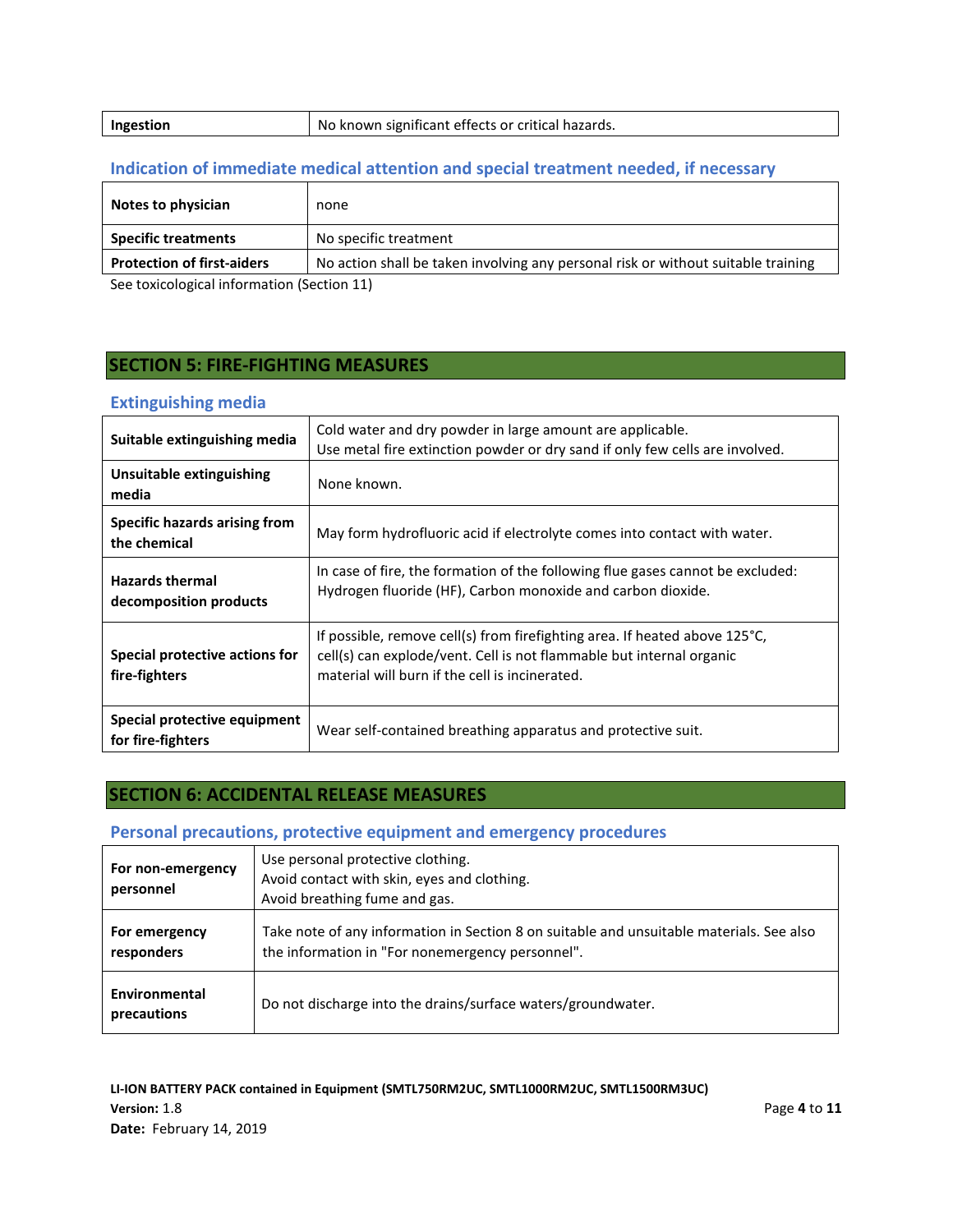| Ingestion | No known significant effects or critical hazards. |
|---|---|

### Indication of immediate medical attention and special treatment needed, if necessary

| Notes to physician | none |
|---|---|
| Specific treatments | No specific treatment |
| Protection of first-aiders | No action shall be taken involving any personal risk or without suitable training |

See toxicological information (Section 11)

## SECTION 5: FIRE-FIGHTING MEASURES

### Extinguishing media

| Suitable extinguishing media | Cold water and dry powder in large amount are applicable.<br>Use metal fire extinction powder or dry sand if only few cells are involved. |
|---|---|
| Unsuitable extinguishing media | None known. |
| Specific hazards arising from the chemical | May form hydrofluoric acid if electrolyte comes into contact with water. |
| Hazards thermal decomposition products | In case of fire, the formation of the following flue gases cannot be excluded:<br>Hydrogen fluoride (HF), Carbon monoxide and carbon dioxide. |
| Special protective actions for fire-fighters | If possible, remove cell(s) from firefighting area. If heated above 125°C, cell(s) can explode/vent. Cell is not flammable but internal organic material will burn if the cell is incinerated. |
| Special protective equipment for fire-fighters | Wear self-contained breathing apparatus and protective suit. |

## SECTION 6: ACCIDENTAL RELEASE MEASURES

### Personal precautions, protective equipment and emergency procedures

| For non-emergency personnel | Use personal protective clothing.<br>Avoid contact with skin, eyes and clothing.<br>Avoid breathing fume and gas. |
|---|---|
| For emergency responders | Take note of any information in Section 8 on suitable and unsuitable materials. See also the information in "For nonemergency personnel". |
| Environmental precautions | Do not discharge into the drains/surface waters/groundwater. |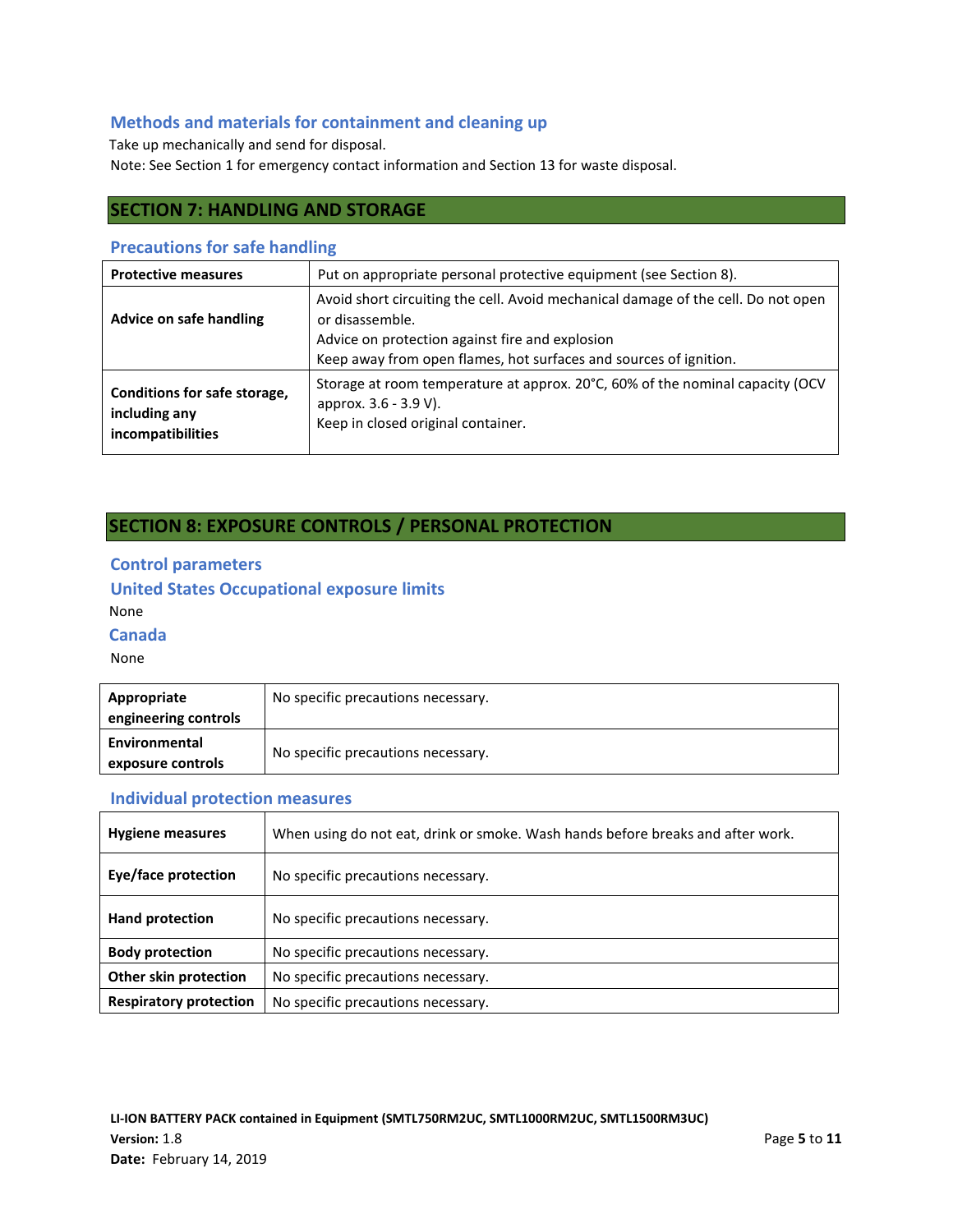### Methods and materials for containment and cleaning up

Take up mechanically and send for disposal.
Note: See Section 1 for emergency contact information and Section 13 for waste disposal.

## SECTION 7: HANDLING AND STORAGE

### Precautions for safe handling

| | |
|---|---|
| **Protective measures** | Put on appropriate personal protective equipment (see Section 8). |
| **Advice on safe handling** | Avoid short circuiting the cell. Avoid mechanical damage of the cell. Do not open or disassemble.<br>Advice on protection against fire and explosion<br>Keep away from open flames, hot surfaces and sources of ignition. |
| **Conditions for safe storage, including any incompatibilities** | Storage at room temperature at approx. 20°C, 60% of the nominal capacity (OCV approx. 3.6 - 3.9 V).<br>Keep in closed original container. |

## SECTION 8: EXPOSURE CONTROLS / PERSONAL PROTECTION

### Control parameters

### United States Occupational exposure limits

None

### Canada

None

| | |
|---|---|
| **Appropriate engineering controls** | No specific precautions necessary. |
| **Environmental exposure controls** | No specific precautions necessary. |

### Individual protection measures

| | |
|---|---|
| **Hygiene measures** | When using do not eat, drink or smoke. Wash hands before breaks and after work. |
| **Eye/face protection** | No specific precautions necessary. |
| **Hand protection** | No specific precautions necessary. |
| **Body protection** | No specific precautions necessary. |
| **Other skin protection** | No specific precautions necessary. |
| **Respiratory protection** | No specific precautions necessary. |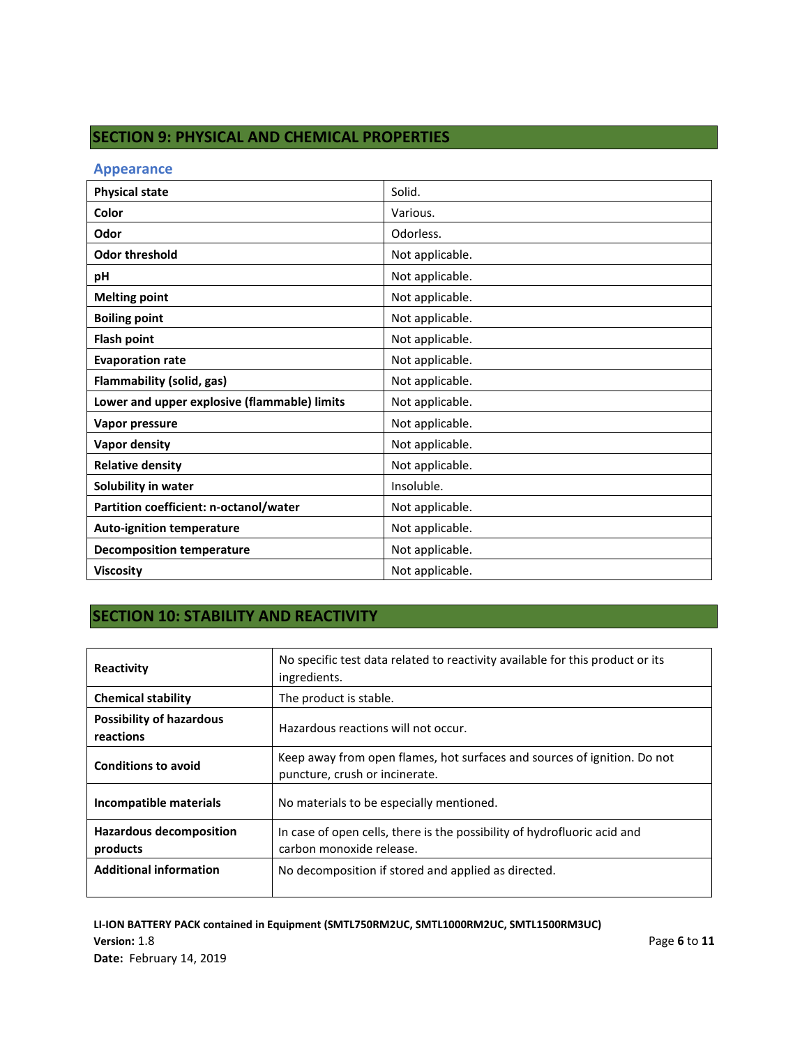## SECTION 9: PHYSICAL AND CHEMICAL PROPERTIES

### Appearance

| Property | Value |
|---|---|
| **Physical state** | Solid. |
| **Color** | Various. |
| **Odor** | Odorless. |
| **Odor threshold** | Not applicable. |
| **pH** | Not applicable. |
| **Melting point** | Not applicable. |
| **Boiling point** | Not applicable. |
| **Flash point** | Not applicable. |
| **Evaporation rate** | Not applicable. |
| **Flammability (solid, gas)** | Not applicable. |
| **Lower and upper explosive (flammable) limits** | Not applicable. |
| **Vapor pressure** | Not applicable. |
| **Vapor density** | Not applicable. |
| **Relative density** | Not applicable. |
| **Solubility in water** | Insoluble. |
| **Partition coefficient: n-octanol/water** | Not applicable. |
| **Auto-ignition temperature** | Not applicable. |
| **Decomposition temperature** | Not applicable. |
| **Viscosity** | Not applicable. |

## SECTION 10: STABILITY AND REACTIVITY

| Property | Value |
|---|---|
| **Reactivity** | No specific test data related to reactivity available for this product or its ingredients. |
| **Chemical stability** | The product is stable. |
| **Possibility of hazardous reactions** | Hazardous reactions will not occur. |
| **Conditions to avoid** | Keep away from open flames, hot surfaces and sources of ignition. Do not puncture, crush or incinerate. |
| **Incompatible materials** | No materials to be especially mentioned. |
| **Hazardous decomposition products** | In case of open cells, there is the possibility of hydrofluoric acid and carbon monoxide release. |
| **Additional information** | No decomposition if stored and applied as directed. |

**LI-ION BATTERY PACK contained in Equipment (SMTL750RM2UC, SMTL1000RM2UC, SMTL1500RM3UC)**
**Version:** 1.8
**Date:** February 14, 2019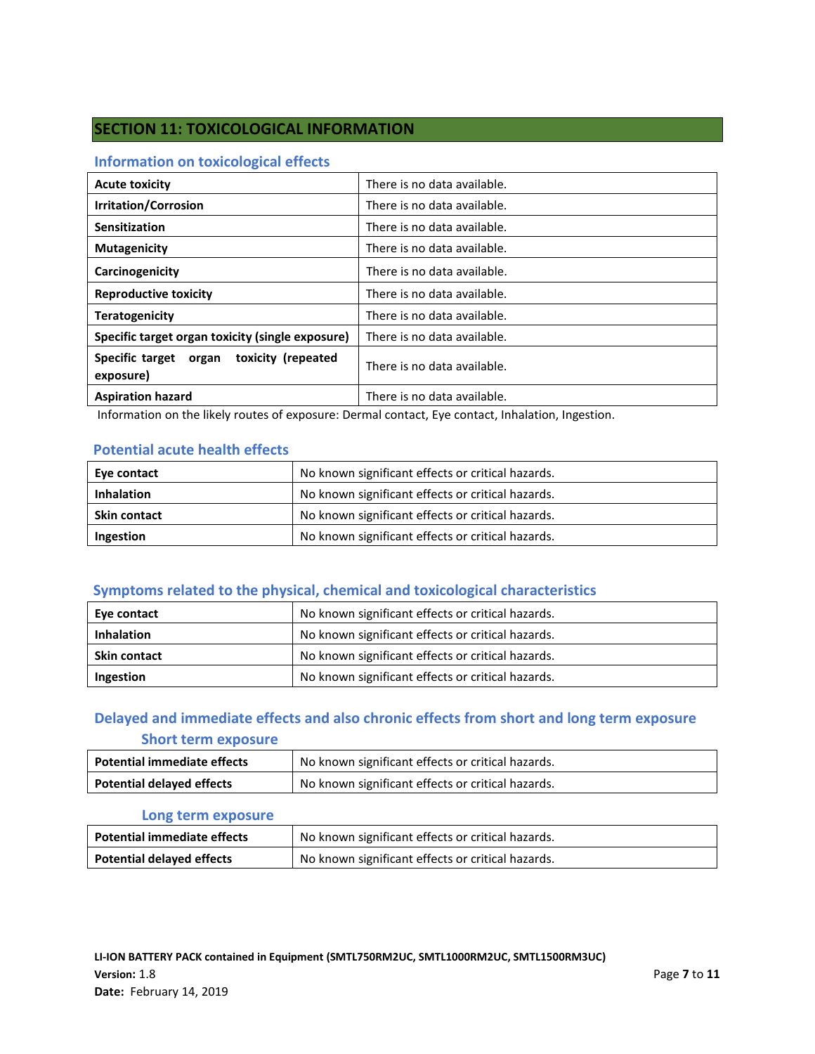## SECTION 11: TOXICOLOGICAL INFORMATION

### Information on toxicological effects

| | |
|---|---|
| **Acute toxicity** | There is no data available. |
| **Irritation/Corrosion** | There is no data available. |
| **Sensitization** | There is no data available. |
| **Mutagenicity** | There is no data available. |
| **Carcinogenicity** | There is no data available. |
| **Reproductive toxicity** | There is no data available. |
| **Teratogenicity** | There is no data available. |
| **Specific target organ toxicity (single exposure)** | There is no data available. |
| **Specific target organ toxicity (repeated exposure)** | There is no data available. |
| **Aspiration hazard** | There is no data available. |

Information on the likely routes of exposure: Dermal contact, Eye contact, Inhalation, Ingestion.

### Potential acute health effects

| | |
|---|---|
| **Eye contact** | No known significant effects or critical hazards. |
| **Inhalation** | No known significant effects or critical hazards. |
| **Skin contact** | No known significant effects or critical hazards. |
| **Ingestion** | No known significant effects or critical hazards. |

### Symptoms related to the physical, chemical and toxicological characteristics

| | |
|---|---|
| **Eye contact** | No known significant effects or critical hazards. |
| **Inhalation** | No known significant effects or critical hazards. |
| **Skin contact** | No known significant effects or critical hazards. |
| **Ingestion** | No known significant effects or critical hazards. |

### Delayed and immediate effects and also chronic effects from short and long term exposure

#### Short term exposure

| | |
|---|---|
| **Potential immediate effects** | No known significant effects or critical hazards. |
| **Potential delayed effects** | No known significant effects or critical hazards. |

#### Long term exposure

| | |
|---|---|
| **Potential immediate effects** | No known significant effects or critical hazards. |
| **Potential delayed effects** | No known significant effects or critical hazards. |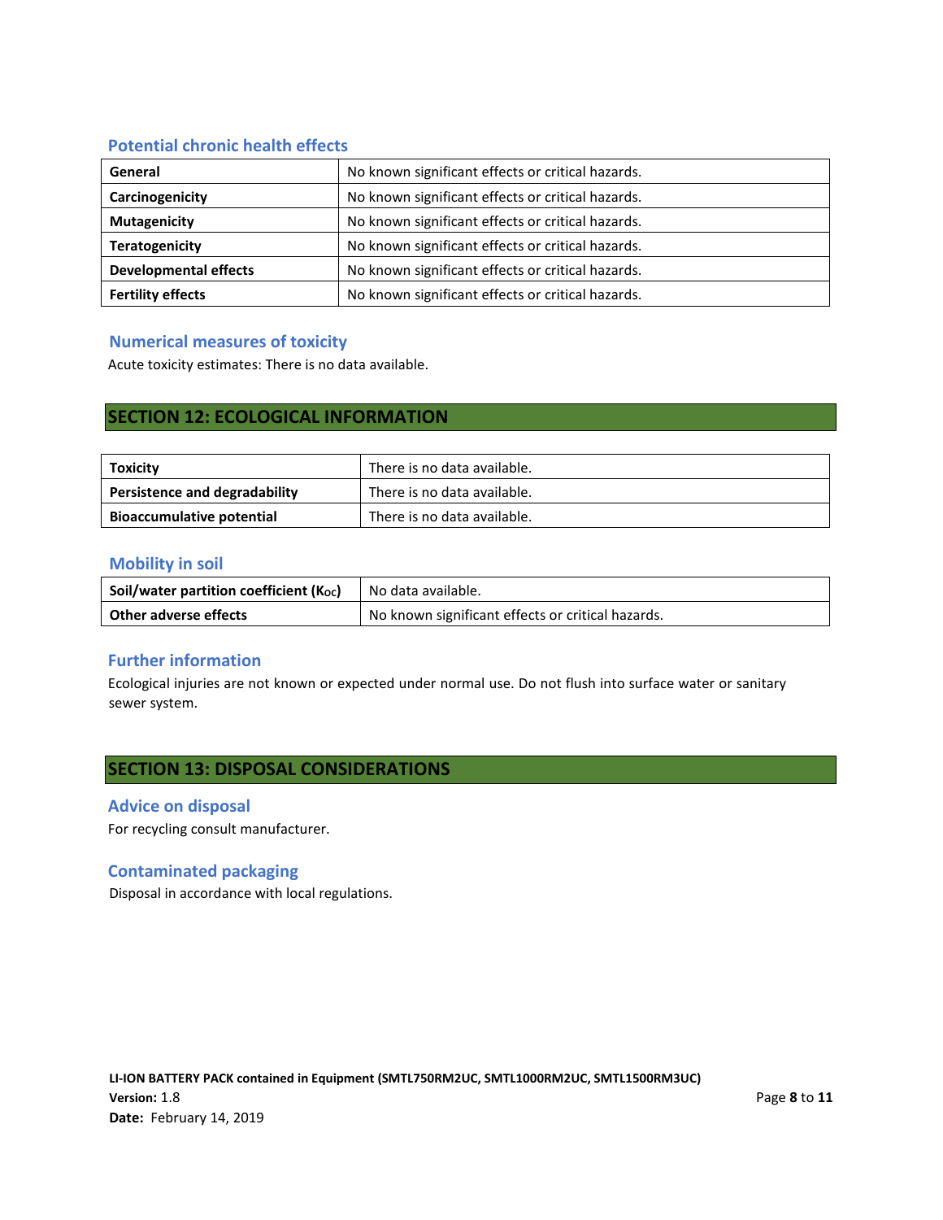### Potential chronic health effects

| | |
|---|---|
| **General** | No known significant effects or critical hazards. |
| **Carcinogenicity** | No known significant effects or critical hazards. |
| **Mutagenicity** | No known significant effects or critical hazards. |
| **Teratogenicity** | No known significant effects or critical hazards. |
| **Developmental effects** | No known significant effects or critical hazards. |
| **Fertility effects** | No known significant effects or critical hazards. |

### Numerical measures of toxicity

Acute toxicity estimates: There is no data available.

## SECTION 12: ECOLOGICAL INFORMATION

| | |
|---|---|
| **Toxicity** | There is no data available. |
| **Persistence and degradability** | There is no data available. |
| **Bioaccumulative potential** | There is no data available. |

### Mobility in soil

| | |
|---|---|
| **Soil/water partition coefficient ($K_{OC}$)** | No data available. |
| **Other adverse effects** | No known significant effects or critical hazards. |

### Further information

Ecological injuries are not known or expected under normal use. Do not flush into surface water or sanitary sewer system.

## SECTION 13: DISPOSAL CONSIDERATIONS

### Advice on disposal

For recycling consult manufacturer.

### Contaminated packaging

Disposal in accordance with local regulations.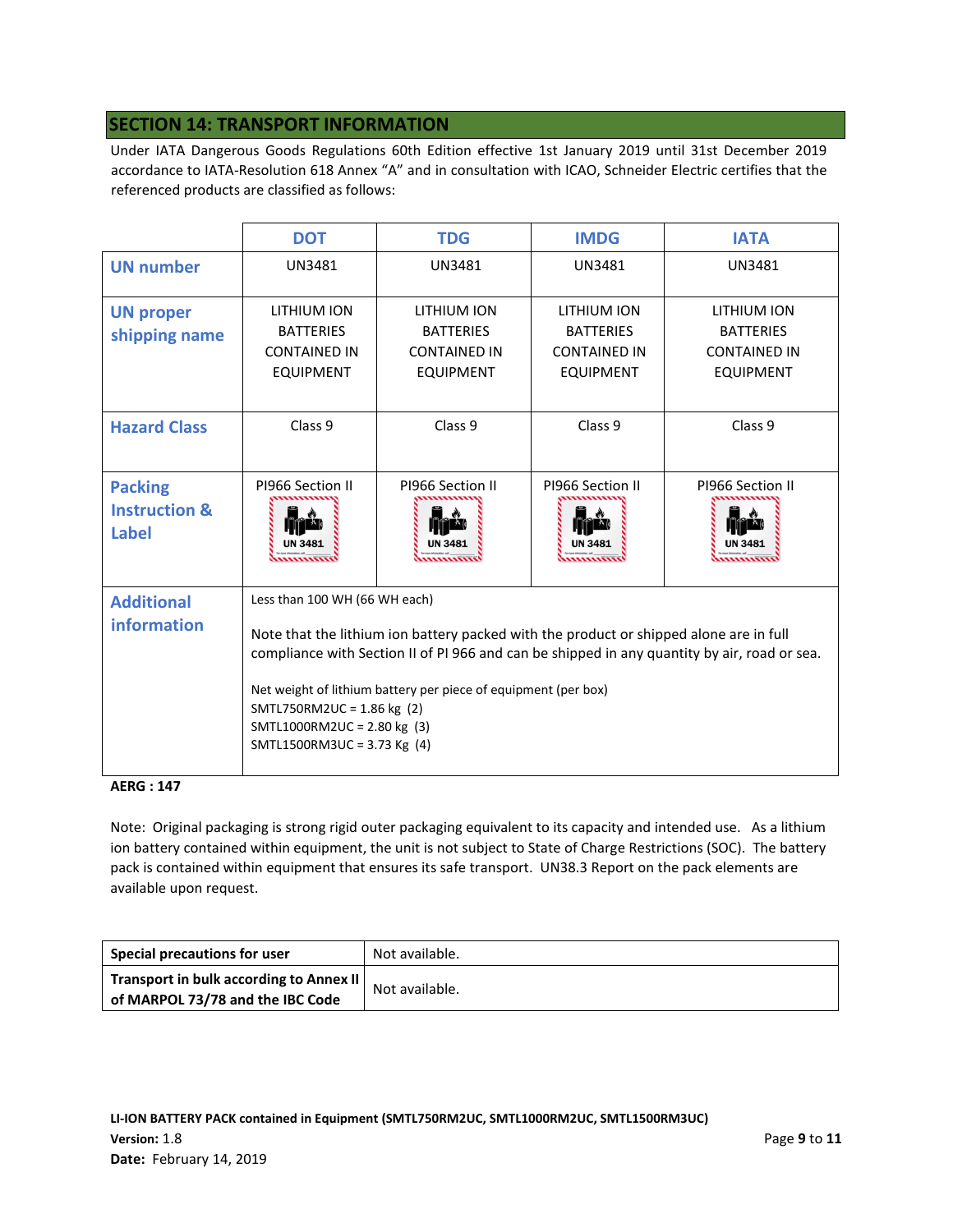## SECTION 14: TRANSPORT INFORMATION

Under IATA Dangerous Goods Regulations 60th Edition effective 1st January 2019 until 31st December 2019 accordance to IATA-Resolution 618 Annex "A" and in consultation with ICAO, Schneider Electric certifies that the referenced products are classified as follows:

| | DOT | TDG | IMDG | IATA |
|---|---|---|---|---|
| UN number | UN3481 | UN3481 | UN3481 | UN3481 |
| UN proper shipping name | LITHIUM ION BATTERIES CONTAINED IN EQUIPMENT | LITHIUM ION BATTERIES CONTAINED IN EQUIPMENT | LITHIUM ION BATTERIES CONTAINED IN EQUIPMENT | LITHIUM ION BATTERIES CONTAINED IN EQUIPMENT |
| Hazard Class | Class 9 | Class 9 | Class 9 | Class 9 |
| Packing Instruction & Label | PI966 Section II<br>UN 3481 | PI966 Section II<br>UN 3481 | PI966 Section II<br>UN 3481 | PI966 Section II<br>UN 3481 |
| Additional information | Less than 100 WH (66 WH each)<br><br>Note that the lithium ion battery packed with the product or shipped alone are in full compliance with Section II of PI 966 and can be shipped in any quantity by air, road or sea.<br><br>Net weight of lithium battery per piece of equipment (per box)<br>SMTL750RM2UC = 1.86 kg (2)<br>SMTL1000RM2UC = 2.80 kg (3)<br>SMTL1500RM3UC = 3.73 Kg (4) | | | |

**AERG : 147**

Note: Original packaging is strong rigid outer packaging equivalent to its capacity and intended use. As a lithium ion battery contained within equipment, the unit is not subject to State of Charge Restrictions (SOC). The battery pack is contained within equipment that ensures its safe transport. UN38.3 Report on the pack elements are available upon request.

| **Special precautions for user** | Not available. |
|---|---|
| **Transport in bulk according to Annex II of MARPOL 73/78 and the IBC Code** | Not available. |

**LI-ION BATTERY PACK contained in Equipment (SMTL750RM2UC, SMTL1000RM2UC, SMTL1500RM3UC)**
**Version:** 1.8
**Date:** February 14, 2019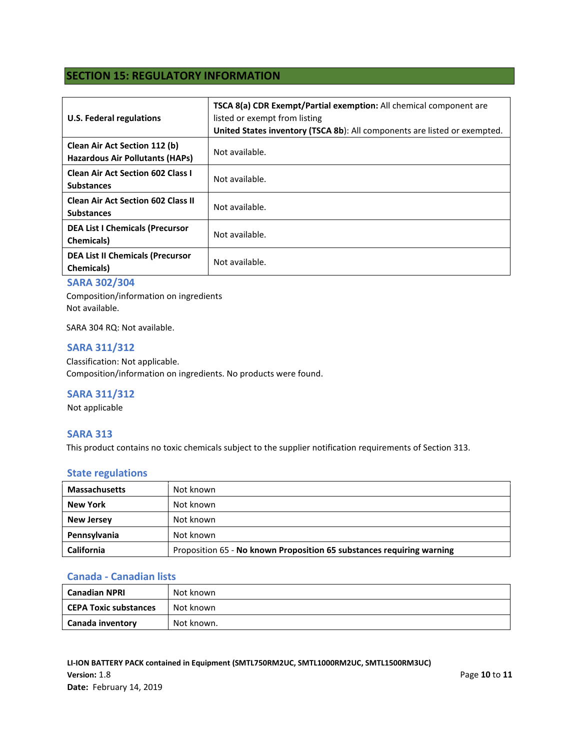## SECTION 15: REGULATORY INFORMATION

| | |
|---|---|
| **U.S. Federal regulations** | **TSCA 8(a) CDR Exempt/Partial exemption:** All chemical component are listed or exempt from listing<br>**United States inventory (TSCA 8b)**: All components are listed or exempted. |
| **Clean Air Act Section 112 (b) Hazardous Air Pollutants (HAPs)** | Not available. |
| **Clean Air Act Section 602 Class I Substances** | Not available. |
| **Clean Air Act Section 602 Class II Substances** | Not available. |
| **DEA List I Chemicals (Precursor Chemicals)** | Not available. |
| **DEA List II Chemicals (Precursor Chemicals)** | Not available. |

### SARA 302/304

Composition/information on ingredients
Not available.

SARA 304 RQ: Not available.

### SARA 311/312

Classification: Not applicable.
Composition/information on ingredients. No products were found.

### SARA 311/312

Not applicable

### SARA 313

This product contains no toxic chemicals subject to the supplier notification requirements of Section 313.

### State regulations

| | |
|---|---|
| **Massachusetts** | Not known |
| **New York** | Not known |
| **New Jersey** | Not known |
| **Pennsylvania** | Not known |
| **California** | Proposition 65 - **No known Proposition 65 substances requiring warning** |

### Canada - Canadian lists

| | |
|---|---|
| **Canadian NPRI** | Not known |
| **CEPA Toxic substances** | Not known |
| **Canada inventory** | Not known. |

**LI-ION BATTERY PACK contained in Equipment (SMTL750RM2UC, SMTL1000RM2UC, SMTL1500RM3UC)**
**Version:** 1.8
**Date:** February 14, 2019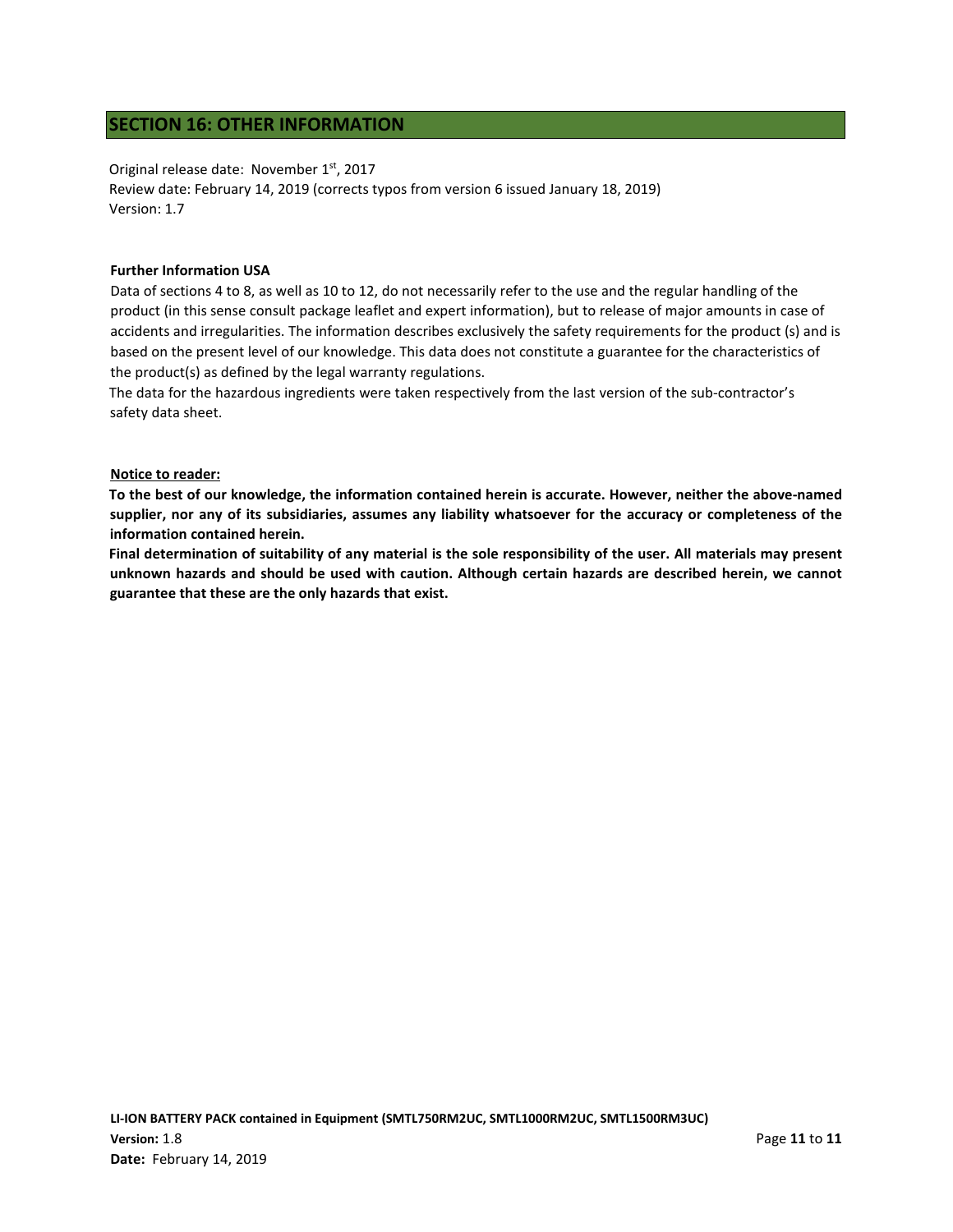## SECTION 16: OTHER INFORMATION

Original release date: November 1st, 2017
Review date: February 14, 2019 (corrects typos from version 6 issued January 18, 2019)
Version: 1.7

**Further Information USA**

Data of sections 4 to 8, as well as 10 to 12, do not necessarily refer to the use and the regular handling of the product (in this sense consult package leaflet and expert information), but to release of major amounts in case of accidents and irregularities. The information describes exclusively the safety requirements for the product (s) and is based on the present level of our knowledge. This data does not constitute a guarantee for the characteristics of the product(s) as defined by the legal warranty regulations.
The data for the hazardous ingredients were taken respectively from the last version of the sub-contractor's safety data sheet.

**Notice to reader:**

**To the best of our knowledge, the information contained herein is accurate. However, neither the above-named supplier, nor any of its subsidiaries, assumes any liability whatsoever for the accuracy or completeness of the information contained herein.**
**Final determination of suitability of any material is the sole responsibility of the user. All materials may present unknown hazards and should be used with caution. Although certain hazards are described herein, we cannot guarantee that these are the only hazards that exist.**